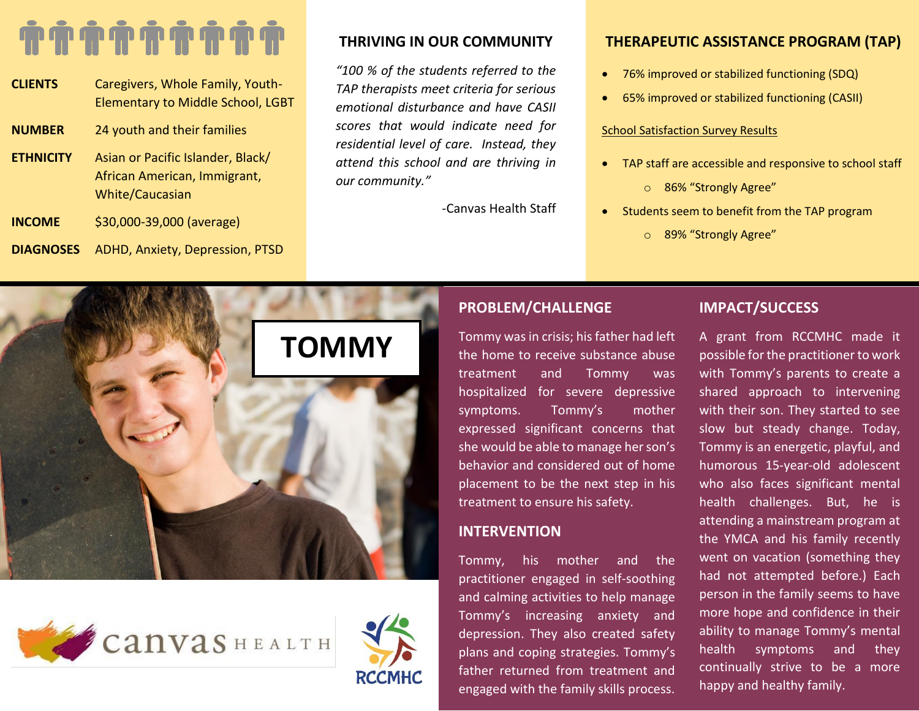| | |
|---|---|
| **CLIENTS** | Caregivers, Whole Family, Youth-Elementary to Middle School, LGBT |
| **NUMBER** | 24 youth and their families |
| **ETHNICITY** | Asian or Pacific Islander, Black/ African American, Immigrant, White/Caucasian |
| **INCOME** | $30,000-39,000 (average) |
| **DIAGNOSES** | ADHD, Anxiety, Depression, PTSD |

## THRIVING IN OUR COMMUNITY

*"100 % of the students referred to the TAP therapists meet criteria for serious emotional disturbance and have CASII scores that would indicate need for residential level of care. Instead, they attend this school and are thriving in our community."*

-Canvas Health Staff

## THERAPEUTIC ASSISTANCE PROGRAM (TAP)

- 76% improved or stabilized functioning (SDQ)
- 65% improved or stabilized functioning (CASII)

School Satisfaction Survey Results

- TAP staff are accessible and responsive to school staff
  - 86% "Strongly Agree"
- Students seem to benefit from the TAP program
  - 89% "Strongly Agree"

# TOMMY

## PROBLEM/CHALLENGE

Tommy was in crisis; his father had left the home to receive substance abuse treatment and Tommy was hospitalized for severe depressive symptoms. Tommy's mother expressed significant concerns that she would be able to manage her son's behavior and considered out of home placement to be the next step in his treatment to ensure his safety.

## INTERVENTION

Tommy, his mother and the practitioner engaged in self-soothing and calming activities to help manage Tommy's increasing anxiety and depression. They also created safety plans and coping strategies. Tommy's father returned from treatment and engaged with the family skills process.

## IMPACT/SUCCESS

A grant from RCCMHC made it possible for the practitioner to work with Tommy's parents to create a shared approach to intervening with their son. They started to see slow but steady change. Today, Tommy is an energetic, playful, and humorous 15-year-old adolescent who also faces significant mental health challenges. But, he is attending a mainstream program at the YMCA and his family recently went on vacation (something they had not attempted before.) Each person in the family seems to have more hope and confidence in their ability to manage Tommy's mental health symptoms and they continually strive to be a more happy and healthy family.

canvas HEALTH

RCCMHC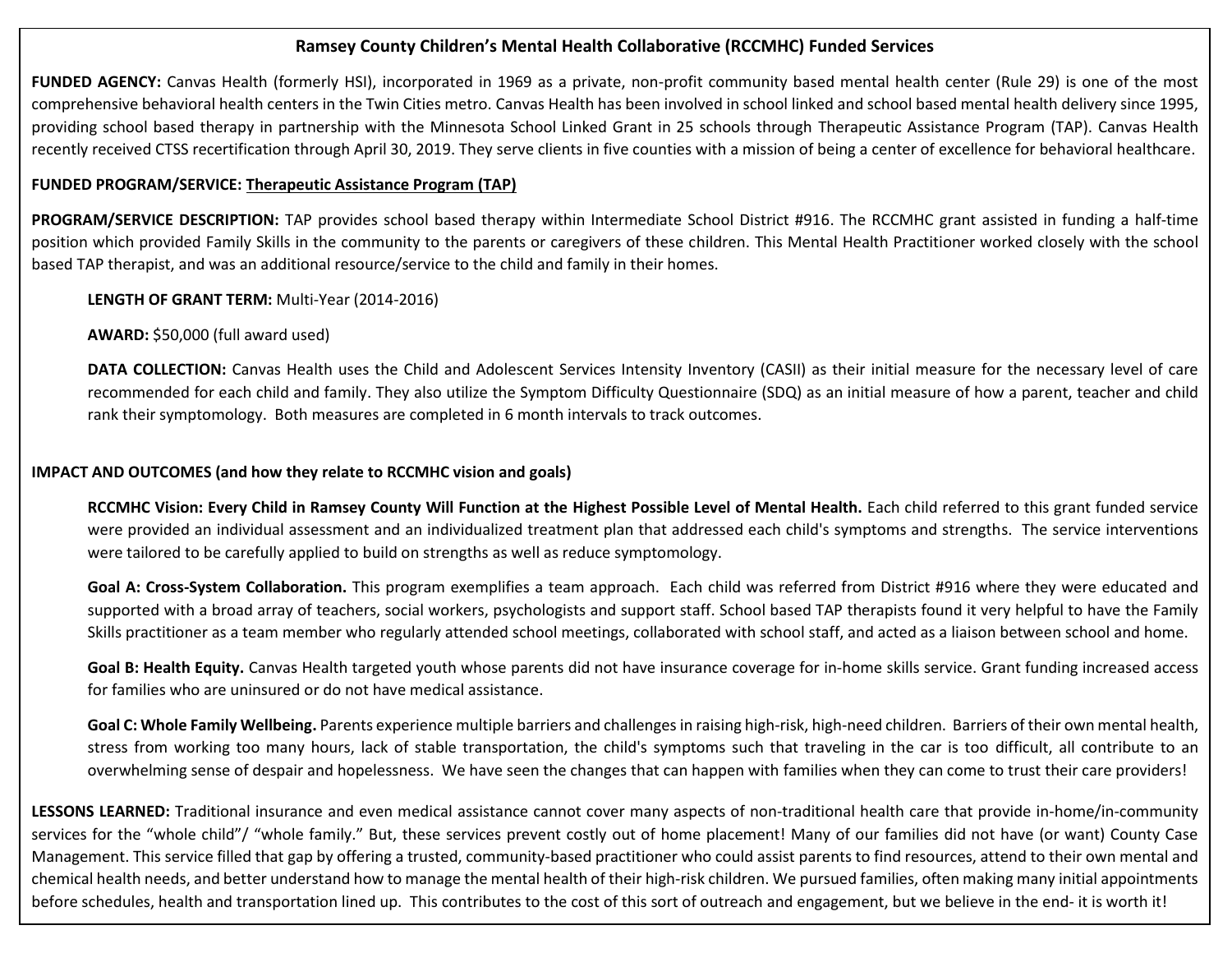# Ramsey County Children's Mental Health Collaborative (RCCMHC) Funded Services

**FUNDED AGENCY:** Canvas Health (formerly HSI), incorporated in 1969 as a private, non-profit community based mental health center (Rule 29) is one of the most comprehensive behavioral health centers in the Twin Cities metro. Canvas Health has been involved in school linked and school based mental health delivery since 1995, providing school based therapy in partnership with the Minnesota School Linked Grant in 25 schools through Therapeutic Assistance Program (TAP). Canvas Health recently received CTSS recertification through April 30, 2019. They serve clients in five counties with a mission of being a center of excellence for behavioral healthcare.

**FUNDED PROGRAM/SERVICE: Therapeutic Assistance Program (TAP)**

**PROGRAM/SERVICE DESCRIPTION:** TAP provides school based therapy within Intermediate School District #916. The RCCMHC grant assisted in funding a half-time position which provided Family Skills in the community to the parents or caregivers of these children. This Mental Health Practitioner worked closely with the school based TAP therapist, and was an additional resource/service to the child and family in their homes.

**LENGTH OF GRANT TERM:** Multi-Year (2014-2016)

**AWARD:** $50,000 (full award used)

**DATA COLLECTION:** Canvas Health uses the Child and Adolescent Services Intensity Inventory (CASII) as their initial measure for the necessary level of care recommended for each child and family. They also utilize the Symptom Difficulty Questionnaire (SDQ) as an initial measure of how a parent, teacher and child rank their symptomology. Both measures are completed in 6 month intervals to track outcomes.

**IMPACT AND OUTCOMES (and how they relate to RCCMHC vision and goals)**

**RCCMHC Vision: Every Child in Ramsey County Will Function at the Highest Possible Level of Mental Health.** Each child referred to this grant funded service were provided an individual assessment and an individualized treatment plan that addressed each child's symptoms and strengths. The service interventions were tailored to be carefully applied to build on strengths as well as reduce symptomology.

**Goal A: Cross-System Collaboration.** This program exemplifies a team approach. Each child was referred from District #916 where they were educated and supported with a broad array of teachers, social workers, psychologists and support staff. School based TAP therapists found it very helpful to have the Family Skills practitioner as a team member who regularly attended school meetings, collaborated with school staff, and acted as a liaison between school and home.

**Goal B: Health Equity.** Canvas Health targeted youth whose parents did not have insurance coverage for in-home skills service. Grant funding increased access for families who are uninsured or do not have medical assistance.

**Goal C: Whole Family Wellbeing.** Parents experience multiple barriers and challenges in raising high-risk, high-need children. Barriers of their own mental health, stress from working too many hours, lack of stable transportation, the child's symptoms such that traveling in the car is too difficult, all contribute to an overwhelming sense of despair and hopelessness. We have seen the changes that can happen with families when they can come to trust their care providers!

**LESSONS LEARNED:** Traditional insurance and even medical assistance cannot cover many aspects of non-traditional health care that provide in-home/in-community services for the "whole child"/ "whole family." But, these services prevent costly out of home placement! Many of our families did not have (or want) County Case Management. This service filled that gap by offering a trusted, community-based practitioner who could assist parents to find resources, attend to their own mental and chemical health needs, and better understand how to manage the mental health of their high-risk children. We pursued families, often making many initial appointments before schedules, health and transportation lined up. This contributes to the cost of this sort of outreach and engagement, but we believe in the end- it is worth it!